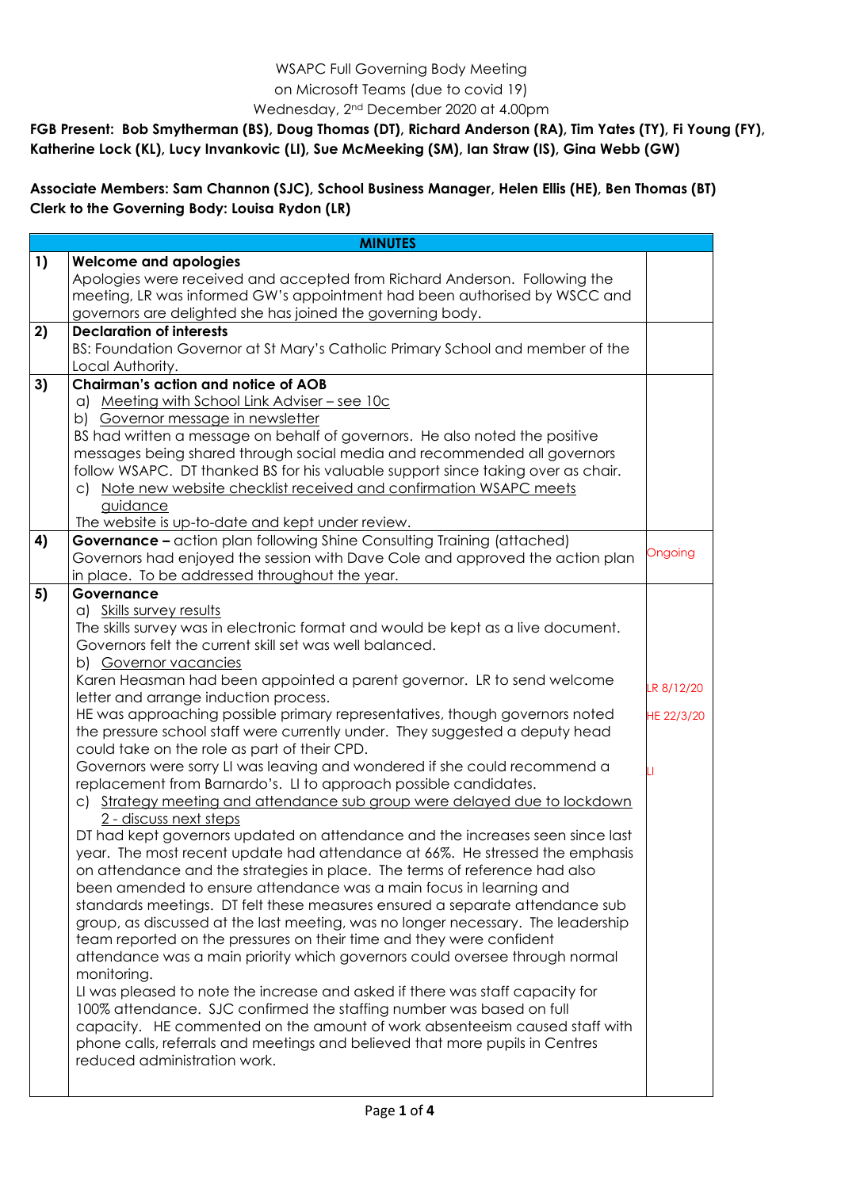WSAPC Full Governing Body Meeting
on Microsoft Teams (due to covid 19)
Wednesday, 2nd December 2020 at 4.00pm

**FGB Present: Bob Smytherman (BS), Doug Thomas (DT), Richard Anderson (RA), Tim Yates (TY), Fi Young (FY), Katherine Lock (KL), Lucy Invankovic (LI), Sue McMeeking (SM), Ian Straw (IS), Gina Webb (GW)**

**Associate Members: Sam Channon (SJC), School Business Manager, Helen Ellis (HE), Ben Thomas (BT)**
**Clerk to the Governing Body: Louisa Rydon (LR)**

| MINUTES | | |
|---|---|---|
| 1) | **Welcome and apologies**<br>Apologies were received and accepted from Richard Anderson. Following the meeting, LR was informed GW's appointment had been authorised by WSCC and governors are delighted she has joined the governing body. | |
| 2) | **Declaration of interests**<br>BS: Foundation Governor at St Mary's Catholic Primary School and member of the Local Authority. | |
| 3) | **Chairman's action and notice of AOB**<br>a) Meeting with School Link Adviser – see 10c<br>b) Governor message in newsletter<br>BS had written a message on behalf of governors. He also noted the positive messages being shared through social media and recommended all governors follow WSAPC. DT thanked BS for his valuable support since taking over as chair.<br>c) Note new website checklist received and confirmation WSAPC meets guidance<br>The website is up-to-date and kept under review. | |
| 4) | **Governance –** action plan following Shine Consulting Training (attached)<br>Governors had enjoyed the session with Dave Cole and approved the action plan in place. To be addressed throughout the year. | Ongoing |
| 5) | **Governance**<br>a) Skills survey results<br>The skills survey was in electronic format and would be kept as a live document. Governors felt the current skill set was well balanced.<br>b) Governor vacancies<br>Karen Heasman had been appointed a parent governor. LR to send welcome letter and arrange induction process.<br>HE was approaching possible primary representatives, though governors noted the pressure school staff were currently under. They suggested a deputy head could take on the role as part of their CPD.<br>Governors were sorry LI was leaving and wondered if she could recommend a replacement from Barnardo's. LI to approach possible candidates.<br>c) Strategy meeting and attendance sub group were delayed due to lockdown 2 - discuss next steps<br>DT had kept governors updated on attendance and the increases seen since last year. The most recent update had attendance at 66%. He stressed the emphasis on attendance and the strategies in place. The terms of reference had also been amended to ensure attendance was a main focus in learning and standards meetings. DT felt these measures ensured a separate attendance sub group, as discussed at the last meeting, was no longer necessary. The leadership team reported on the pressures on their time and they were confident attendance was a main priority which governors could oversee through normal monitoring.<br>LI was pleased to note the increase and asked if there was staff capacity for 100% attendance. SJC confirmed the staffing number was based on full capacity. HE commented on the amount of work absenteeism caused staff with phone calls, referrals and meetings and believed that more pupils in Centres reduced administration work. | LR 8/12/20<br>HE 22/3/20<br>LI |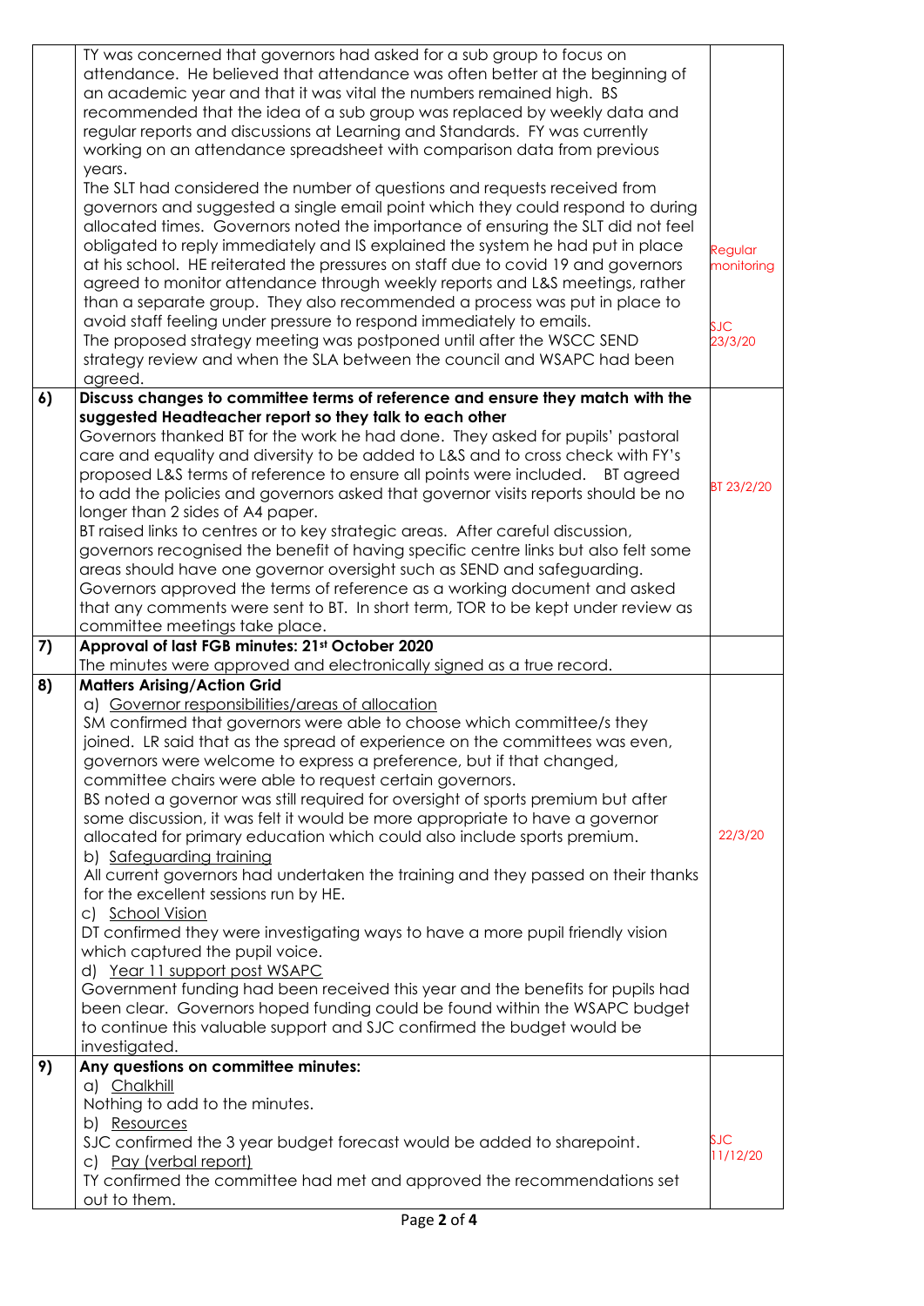| | | |
|---|---|---|
| | TY was concerned that governors had asked for a sub group to focus on attendance. He believed that attendance was often better at the beginning of an academic year and that it was vital the numbers remained high. BS recommended that the idea of a sub group was replaced by weekly data and regular reports and discussions at Learning and Standards. FY was currently working on an attendance spreadsheet with comparison data from previous years.<br>The SLT had considered the number of questions and requests received from governors and suggested a single email point which they could respond to during allocated times. Governors noted the importance of ensuring the SLT did not feel obligated to reply immediately and IS explained the system he had put in place at his school. HE reiterated the pressures on staff due to covid 19 and governors agreed to monitor attendance through weekly reports and L&S meetings, rather than a separate group. They also recommended a process was put in place to avoid staff feeling under pressure to respond immediately to emails.<br>The proposed strategy meeting was postponed until after the WSCC SEND strategy review and when the SLA between the council and WSAPC had been agreed. | Regular monitoring<br><br>SJC 23/3/20 |
| **6)** | **Discuss changes to committee terms of reference and ensure they match with the suggested Headteacher report so they talk to each other**<br>Governors thanked BT for the work he had done. They asked for pupils' pastoral care and equality and diversity to be added to L&S and to cross check with FY's proposed L&S terms of reference to ensure all points were included. BT agreed to add the policies and governors asked that governor visits reports should be no longer than 2 sides of A4 paper.<br>BT raised links to centres or to key strategic areas. After careful discussion, governors recognised the benefit of having specific centre links but also felt some areas should have one governor oversight such as SEND and safeguarding.<br>Governors approved the terms of reference as a working document and asked that any comments were sent to BT. In short term, TOR to be kept under review as committee meetings take place. | BT 23/2/20 |
| **7)** | **Approval of last FGB minutes: 21st October 2020**<br>The minutes were approved and electronically signed as a true record. | |
| **8)** | **Matters Arising/Action Grid**<br>a) Governor responsibilities/areas of allocation<br>SM confirmed that governors were able to choose which committee/s they joined. LR said that as the spread of experience on the committees was even, governors were welcome to express a preference, but if that changed, committee chairs were able to request certain governors.<br>BS noted a governor was still required for oversight of sports premium but after some discussion, it was felt it would be more appropriate to have a governor allocated for primary education which could also include sports premium.<br>b) Safeguarding training<br>All current governors had undertaken the training and they passed on their thanks for the excellent sessions run by HE.<br>c) School Vision<br>DT confirmed they were investigating ways to have a more pupil friendly vision which captured the pupil voice.<br>d) Year 11 support post WSAPC<br>Government funding had been received this year and the benefits for pupils had been clear. Governors hoped funding could be found within the WSAPC budget to continue this valuable support and SJC confirmed the budget would be investigated. | 22/3/20 |
| **9)** | **Any questions on committee minutes:**<br>a) Chalkhill<br>Nothing to add to the minutes.<br>b) Resources<br>SJC confirmed the 3 year budget forecast would be added to sharepoint.<br>c) Pay (verbal report)<br>TY confirmed the committee had met and approved the recommendations set out to them. | SJC 11/12/20 |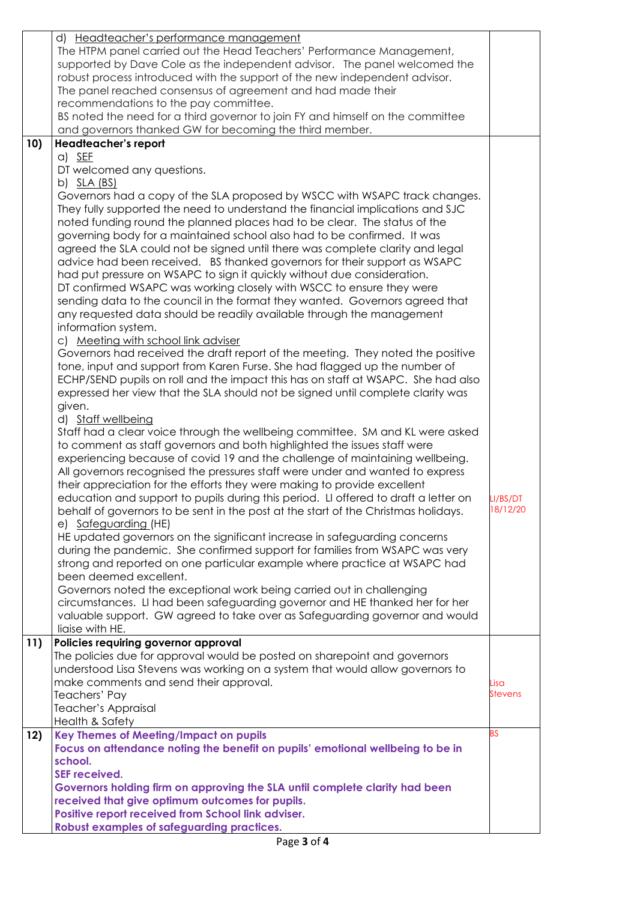| | | |
|---|---|---|
| | d) <u>Headteacher's performance management</u><br>The HTPM panel carried out the Head Teachers' Performance Management, supported by Dave Cole as the independent advisor. The panel welcomed the robust process introduced with the support of the new independent advisor. The panel reached consensus of agreement and had made their recommendations to the pay committee.<br>BS noted the need for a third governor to join FY and himself on the committee and governors thanked GW for becoming the third member. | |
| **10)** | **Headteacher's report**<br>a) <u>SEF</u><br>DT welcomed any questions.<br>b) <u>SLA (BS)</u><br>Governors had a copy of the SLA proposed by WSCC with WSAPC track changes. They fully supported the need to understand the financial implications and SJC noted funding round the planned places had to be clear. The status of the governing body for a maintained school also had to be confirmed. It was agreed the SLA could not be signed until there was complete clarity and legal advice had been received. BS thanked governors for their support as WSAPC had put pressure on WSAPC to sign it quickly without due consideration.<br>DT confirmed WSAPC was working closely with WSCC to ensure they were sending data to the council in the format they wanted. Governors agreed that any requested data should be readily available through the management information system.<br>c) <u>Meeting with school link adviser</u><br>Governors had received the draft report of the meeting. They noted the positive tone, input and support from Karen Furse. She had flagged up the number of ECHP/SEND pupils on roll and the impact this has on staff at WSAPC. She had also expressed her view that the SLA should not be signed until complete clarity was given.<br>d) <u>Staff wellbeing</u><br>Staff had a clear voice through the wellbeing committee. SM and KL were asked to comment as staff governors and both highlighted the issues staff were experiencing because of covid 19 and the challenge of maintaining wellbeing. All governors recognised the pressures staff were under and wanted to express their appreciation for the efforts they were making to provide excellent education and support to pupils during this period. LI offered to draft a letter on behalf of governors to be sent in the post at the start of the Christmas holidays.<br>e) <u>Safeguarding</u> (HE)<br>HE updated governors on the significant increase in safeguarding concerns during the pandemic. She confirmed support for families from WSAPC was very strong and reported on one particular example where practice at WSAPC had been deemed excellent.<br>Governors noted the exceptional work being carried out in challenging circumstances. LI had been safeguarding governor and HE thanked her for her valuable support. GW agreed to take over as Safeguarding governor and would liaise with HE. | LI/BS/DT 18/12/20 |
| **11)** | **Policies requiring governor approval**<br>The policies due for approval would be posted on sharepoint and governors understood Lisa Stevens was working on a system that would allow governors to make comments and send their approval.<br>Teachers' Pay<br>Teacher's Appraisal<br>Health & Safety | Lisa Stevens |
| **12)** | **Key Themes of Meeting/Impact on pupils**<br>**Focus on attendance noting the benefit on pupils' emotional wellbeing to be in school.**<br>**SEF received.**<br>**Governors holding firm on approving the SLA until complete clarity had been received that give optimum outcomes for pupils.**<br>**Positive report received from School link adviser.**<br>**Robust examples of safeguarding practices.** | BS |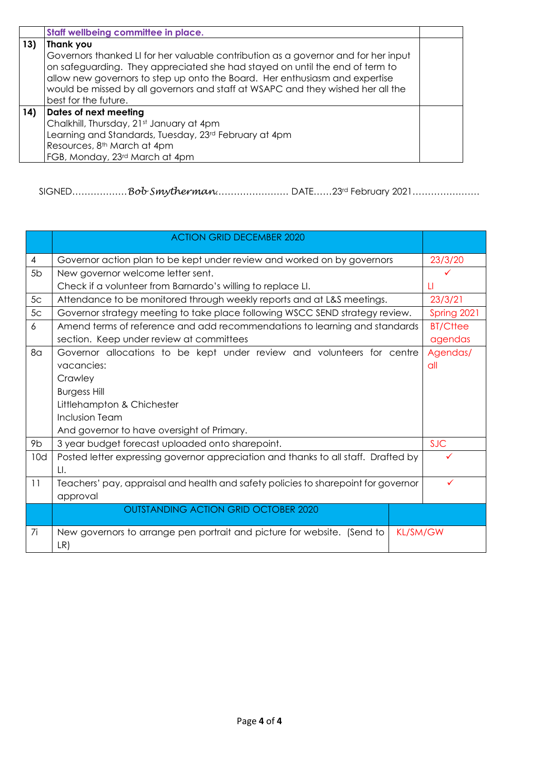| | | |
|---|---|---|
| | **Staff wellbeing committee in place.** | |
| **13)** | **Thank you**<br>Governors thanked LI for her valuable contribution as a governor and for her input on safeguarding. They appreciated she had stayed on until the end of term to allow new governors to step up onto the Board. Her enthusiasm and expertise would be missed by all governors and staff at WSAPC and they wished her all the best for the future. | |
| **14)** | **Dates of next meeting**<br>Chalkhill, Thursday, 21st January at 4pm<br>Learning and Standards, Tuesday, 23rd February at 4pm<br>Resources, 8th March at 4pm<br>FGB, Monday, 23rd March at 4pm | |

SIGNED………………*Bob Smytherman*…………………… DATE……23rd February 2021…………………

| | ACTION GRID DECEMBER 2020 | |
|---|---|---|
| 4 | Governor action plan to be kept under review and worked on by governors | 23/3/20 |
| 5b | New governor welcome letter sent.<br>Check if a volunteer from Barnardo's willing to replace LI. | ✓<br>LI |
| 5c | Attendance to be monitored through weekly reports and at L&S meetings. | 23/3/21 |
| 5c | Governor strategy meeting to take place following WSCC SEND strategy review. | Spring 2021 |
| 6 | Amend terms of reference and add recommendations to learning and standards section. Keep under review at committees | BT/Cttee agendas |
| 8a | Governor allocations to be kept under review and volunteers for centre vacancies:<br>Crawley<br>Burgess Hill<br>Littlehampton & Chichester<br>Inclusion Team<br>And governor to have oversight of Primary. | Agendas/ all |
| 9b | 3 year budget forecast uploaded onto sharepoint. | SJC |
| 10d | Posted letter expressing governor appreciation and thanks to all staff. Drafted by LI. | ✓ |
| 11 | Teachers' pay, appraisal and health and safety policies to sharepoint for governor approval | ✓ |
| | OUTSTANDING ACTION GRID OCTOBER 2020 | |
| 7i | New governors to arrange pen portrait and picture for website. (Send to LR) | KL/SM/GW |